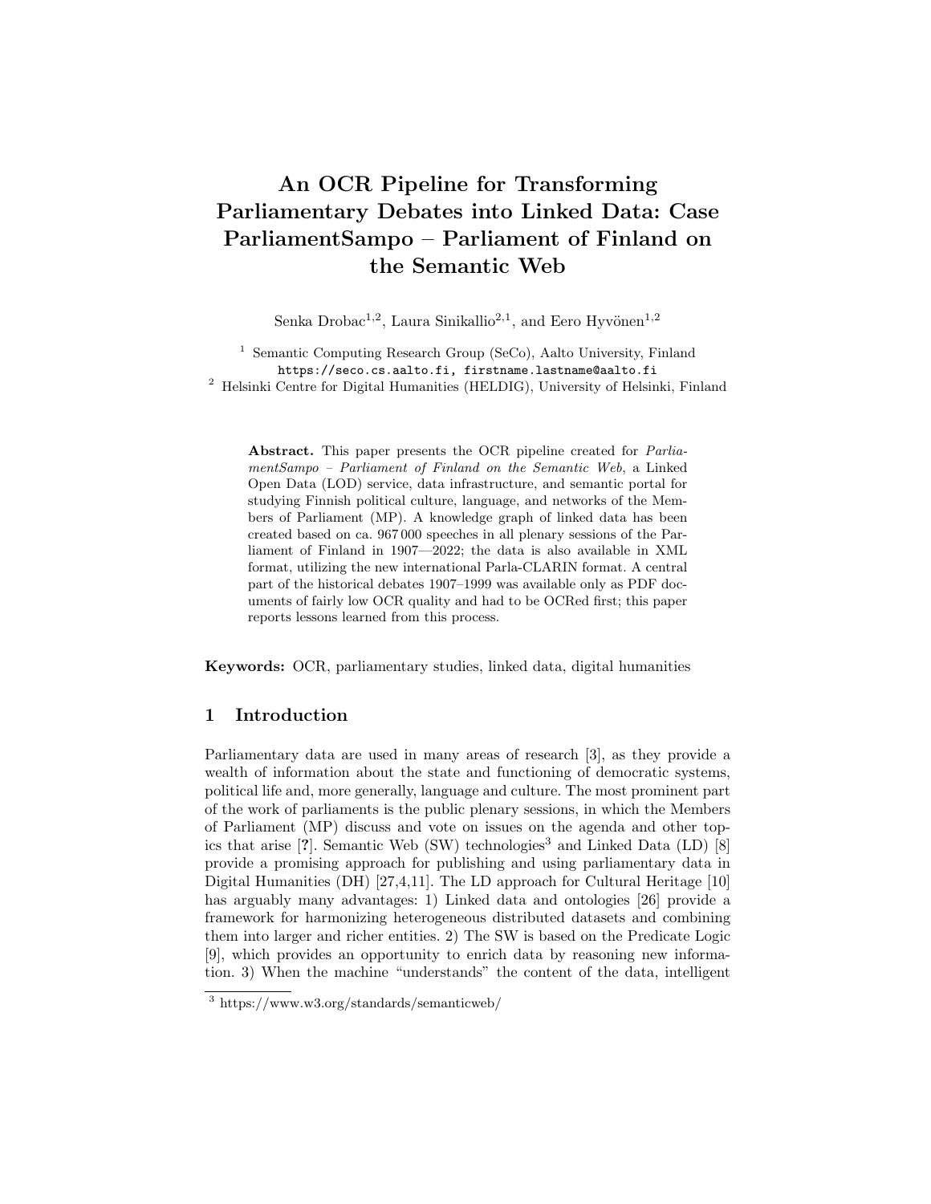# An OCR Pipeline for Transforming Parliamentary Debates into Linked Data: Case ParliamentSampo – Parliament of Finland on the Semantic Web

Senka Drobac[1,2], Laura Sinikallio[2,1], and Eero Hyvönen[1,2]

[1] Semantic Computing Research Group (SeCo), Aalto University, Finland
`https://seco.cs.aalto.fi, firstname.lastname@aalto.fi`
[2] Helsinki Centre for Digital Humanities (HELDIG), University of Helsinki, Finland

**Abstract.** This paper presents the OCR pipeline created for *ParliamentSampo – Parliament of Finland on the Semantic Web*, a Linked Open Data (LOD) service, data infrastructure, and semantic portal for studying Finnish political culture, language, and networks of the Members of Parliament (MP). A knowledge graph of linked data has been created based on ca. 967 000 speeches in all plenary sessions of the Parliament of Finland in 1907—2022; the data is also available in XML format, utilizing the new international Parla-CLARIN format. A central part of the historical debates 1907–1999 was available only as PDF documents of fairly low OCR quality and had to be OCRed first; this paper reports lessons learned from this process.

**Keywords:** OCR, parliamentary studies, linked data, digital humanities

## 1 Introduction

Parliamentary data are used in many areas of research [3], as they provide a wealth of information about the state and functioning of democratic systems, political life and, more generally, language and culture. The most prominent part of the work of parliaments is the public plenary sessions, in which the Members of Parliament (MP) discuss and vote on issues on the agenda and other topics that arise [**?**]. Semantic Web (SW) technologies[3] and Linked Data (LD) [8] provide a promising approach for publishing and using parliamentary data in Digital Humanities (DH) [27,4,11]. The LD approach for Cultural Heritage [10] has arguably many advantages: 1) Linked data and ontologies [26] provide a framework for harmonizing heterogeneous distributed datasets and combining them into larger and richer entities. 2) The SW is based on the Predicate Logic [9], which provides an opportunity to enrich data by reasoning new information. 3) When the machine "understands" the content of the data, intelligent

[3] https://www.w3.org/standards/semanticweb/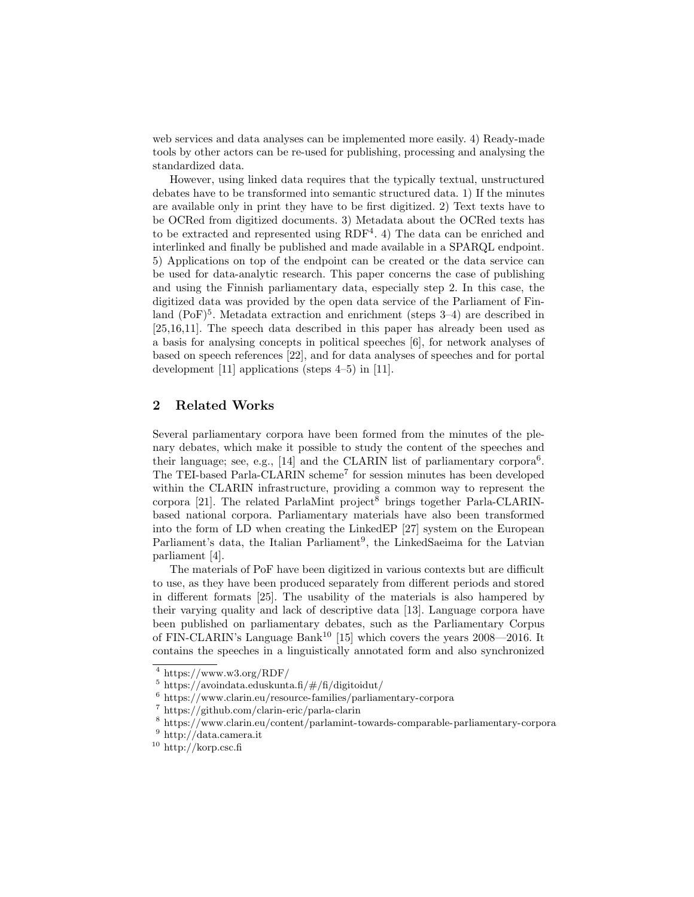web services and data analyses can be implemented more easily. 4) Ready-made tools by other actors can be re-used for publishing, processing and analysing the standardized data.

However, using linked data requires that the typically textual, unstructured debates have to be transformed into semantic structured data. 1) If the minutes are available only in print they have to be first digitized. 2) Text texts have to be OCRed from digitized documents. 3) Metadata about the OCRed texts has to be extracted and represented using RDF[4]. 4) The data can be enriched and interlinked and finally be published and made available in a SPARQL endpoint. 5) Applications on top of the endpoint can be created or the data service can be used for data-analytic research. This paper concerns the case of publishing and using the Finnish parliamentary data, especially step 2. In this case, the digitized data was provided by the open data service of the Parliament of Finland (PoF)[5]. Metadata extraction and enrichment (steps 3–4) are described in [25,16,11]. The speech data described in this paper has already been used as a basis for analysing concepts in political speeches [6], for network analyses of based on speech references [22], and for data analyses of speeches and for portal development [11] applications (steps 4–5) in [11].

## 2 Related Works

Several parliamentary corpora have been formed from the minutes of the plenary debates, which make it possible to study the content of the speeches and their language; see, e.g., [14] and the CLARIN list of parliamentary corpora[6]. The TEI-based Parla-CLARIN scheme[7] for session minutes has been developed within the CLARIN infrastructure, providing a common way to represent the corpora [21]. The related ParlaMint project[8] brings together Parla-CLARIN-based national corpora. Parliamentary materials have also been transformed into the form of LD when creating the LinkedEP [27] system on the European Parliament's data, the Italian Parliament[9], the LinkedSaeima for the Latvian parliament [4].

The materials of PoF have been digitized in various contexts but are difficult to use, as they have been produced separately from different periods and stored in different formats [25]. The usability of the materials is also hampered by their varying quality and lack of descriptive data [13]. Language corpora have been published on parliamentary debates, such as the Parliamentary Corpus of FIN-CLARIN's Language Bank[10] [15] which covers the years 2008—2016. It contains the speeches in a linguistically annotated form and also synchronized

---

[4] https://www.w3.org/RDF/

[5] https://avoindata.eduskunta.fi/#/fi/digitoidut/

[6] https://www.clarin.eu/resource-families/parliamentary-corpora

[7] https://github.com/clarin-eric/parla-clarin

[8] https://www.clarin.eu/content/parlamint-towards-comparable-parliamentary-corpora

[9] http://data.camera.it

[10] http://korp.csc.fi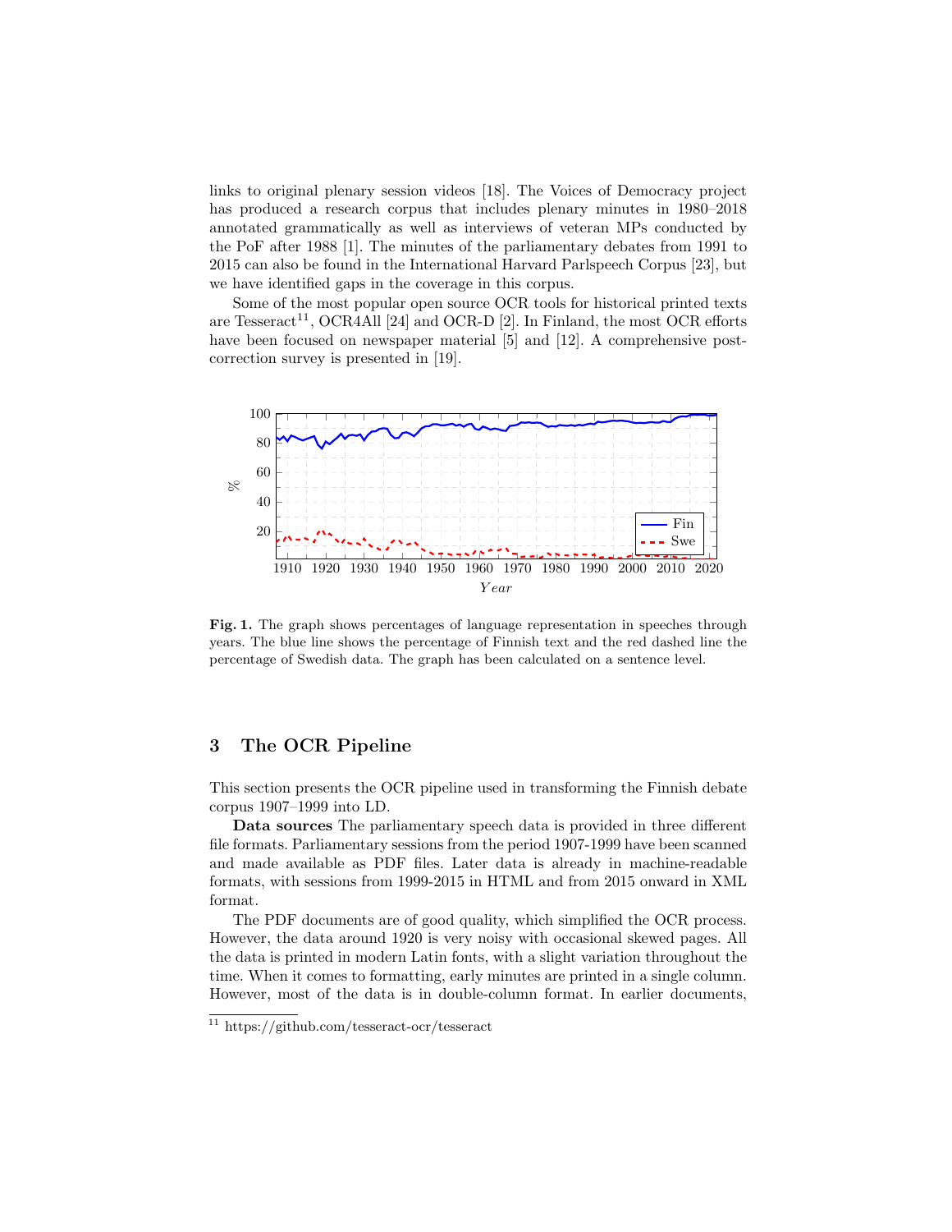links to original plenary session videos [18]. The Voices of Democracy project has produced a research corpus that includes plenary minutes in 1980–2018 annotated grammatically as well as interviews of veteran MPs conducted by the PoF after 1988 [1]. The minutes of the parliamentary debates from 1991 to 2015 can also be found in the International Harvard Parlspeech Corpus [23], but we have identified gaps in the coverage in this corpus.

Some of the most popular open source OCR tools for historical printed texts are Tesseract[11], OCR4All [24] and OCR-D [2]. In Finland, the most OCR efforts have been focused on newspaper material [5] and [12]. A comprehensive post-correction survey is presented in [19].

**Fig. 1.** The graph shows percentages of language representation in speeches through years. The blue line shows the percentage of Finnish text and the red dashed line the percentage of Swedish data. The graph has been calculated on a sentence level.

## 3 The OCR Pipeline

This section presents the OCR pipeline used in transforming the Finnish debate corpus 1907–1999 into LD.

**Data sources** The parliamentary speech data is provided in three different file formats. Parliamentary sessions from the period 1907-1999 have been scanned and made available as PDF files. Later data is already in machine-readable formats, with sessions from 1999-2015 in HTML and from 2015 onward in XML format.

The PDF documents are of good quality, which simplified the OCR process. However, the data around 1920 is very noisy with occasional skewed pages. All the data is printed in modern Latin fonts, with a slight variation throughout the time. When it comes to formatting, early minutes are printed in a single column. However, most of the data is in double-column format. In earlier documents,

[11] https://github.com/tesseract-ocr/tesseract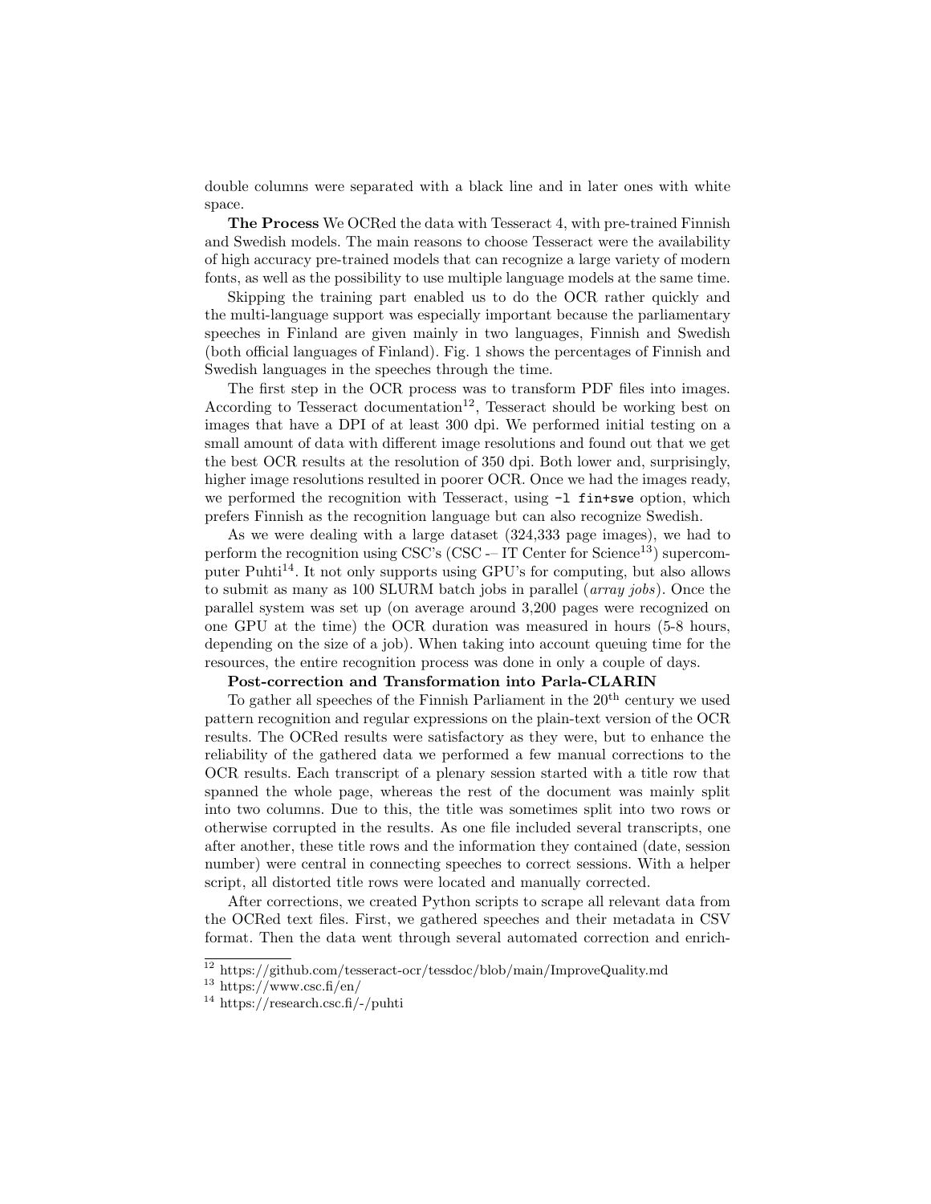double columns were separated with a black line and in later ones with white space.

**The Process** We OCRed the data with Tesseract 4, with pre-trained Finnish and Swedish models. The main reasons to choose Tesseract were the availability of high accuracy pre-trained models that can recognize a large variety of modern fonts, as well as the possibility to use multiple language models at the same time.

Skipping the training part enabled us to do the OCR rather quickly and the multi-language support was especially important because the parliamentary speeches in Finland are given mainly in two languages, Finnish and Swedish (both official languages of Finland). Fig. 1 shows the percentages of Finnish and Swedish languages in the speeches through the time.

The first step in the OCR process was to transform PDF files into images. According to Tesseract documentation[12], Tesseract should be working best on images that have a DPI of at least 300 dpi. We performed initial testing on a small amount of data with different image resolutions and found out that we get the best OCR results at the resolution of 350 dpi. Both lower and, surprisingly, higher image resolutions resulted in poorer OCR. Once we had the images ready, we performed the recognition with Tesseract, using `-l fin+swe` option, which prefers Finnish as the recognition language but can also recognize Swedish.

As we were dealing with a large dataset (324,333 page images), we had to perform the recognition using CSC's (CSC -– IT Center for Science[13]) supercomputer Puhti[14]. It not only supports using GPU's for computing, but also allows to submit as many as 100 SLURM batch jobs in parallel (*array jobs*). Once the parallel system was set up (on average around 3,200 pages were recognized on one GPU at the time) the OCR duration was measured in hours (5-8 hours, depending on the size of a job). When taking into account queuing time for the resources, the entire recognition process was done in only a couple of days.

**Post-correction and Transformation into Parla-CLARIN**

To gather all speeches of the Finnish Parliament in the 20th century we used pattern recognition and regular expressions on the plain-text version of the OCR results. The OCRed results were satisfactory as they were, but to enhance the reliability of the gathered data we performed a few manual corrections to the OCR results. Each transcript of a plenary session started with a title row that spanned the whole page, whereas the rest of the document was mainly split into two columns. Due to this, the title was sometimes split into two rows or otherwise corrupted in the results. As one file included several transcripts, one after another, these title rows and the information they contained (date, session number) were central in connecting speeches to correct sessions. With a helper script, all distorted title rows were located and manually corrected.

After corrections, we created Python scripts to scrape all relevant data from the OCRed text files. First, we gathered speeches and their metadata in CSV format. Then the data went through several automated correction and enrich-

[12] https://github.com/tesseract-ocr/tessdoc/blob/main/ImproveQuality.md

[13] https://www.csc.fi/en/

[14] https://research.csc.fi/-/puhti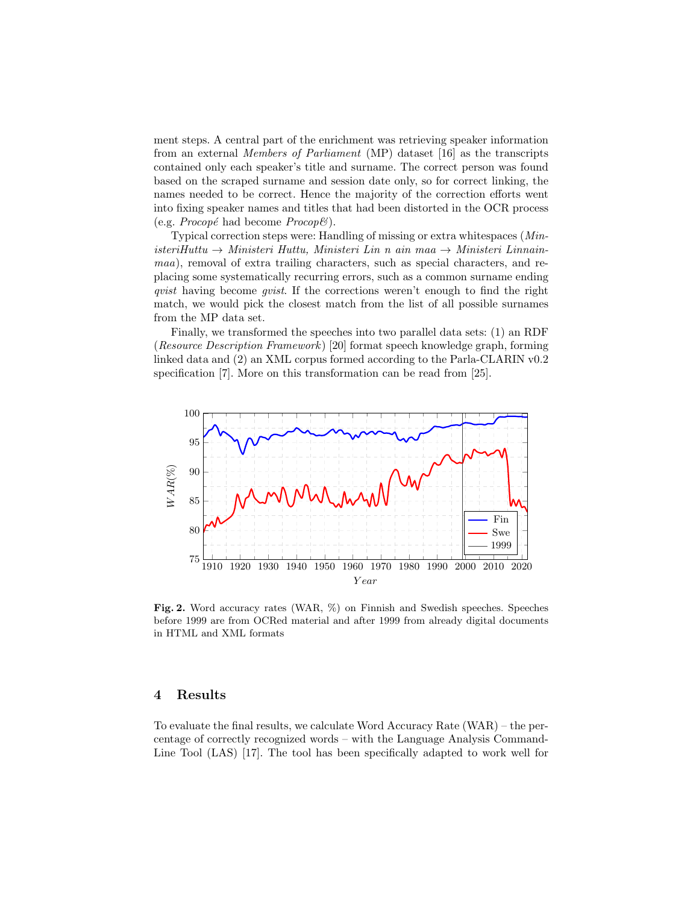ment steps. A central part of the enrichment was retrieving speaker information from an external *Members of Parliament* (MP) dataset [16] as the transcripts contained only each speaker's title and surname. The correct person was found based on the scraped surname and session date only, so for correct linking, the names needed to be correct. Hence the majority of the correction efforts went into fixing speaker names and titles that had been distorted in the OCR process (e.g. *Procopé* had become *Procop&*).

Typical correction steps were: Handling of missing or extra whitespaces (*MinisteriHuttu* → *Ministeri Huttu, Ministeri Lin n ain maa* → *Ministeri Linnainmaa*), removal of extra trailing characters, such as special characters, and replacing some systematically recurring errors, such as a common surname ending *qvist* having become *gvist*. If the corrections weren't enough to find the right match, we would pick the closest match from the list of all possible surnames from the MP data set.

Finally, we transformed the speeches into two parallel data sets: (1) an RDF (*Resource Description Framework*) [20] format speech knowledge graph, forming linked data and (2) an XML corpus formed according to the Parla-CLARIN v0.2 specification [7]. More on this transformation can be read from [25].

**Fig. 2.** Word accuracy rates (WAR, %) on Finnish and Swedish speeches. Speeches before 1999 are from OCRed material and after 1999 from already digital documents in HTML and XML formats

## 4 Results

To evaluate the final results, we calculate Word Accuracy Rate (WAR) – the percentage of correctly recognized words – with the Language Analysis Command-Line Tool (LAS) [17]. The tool has been specifically adapted to work well for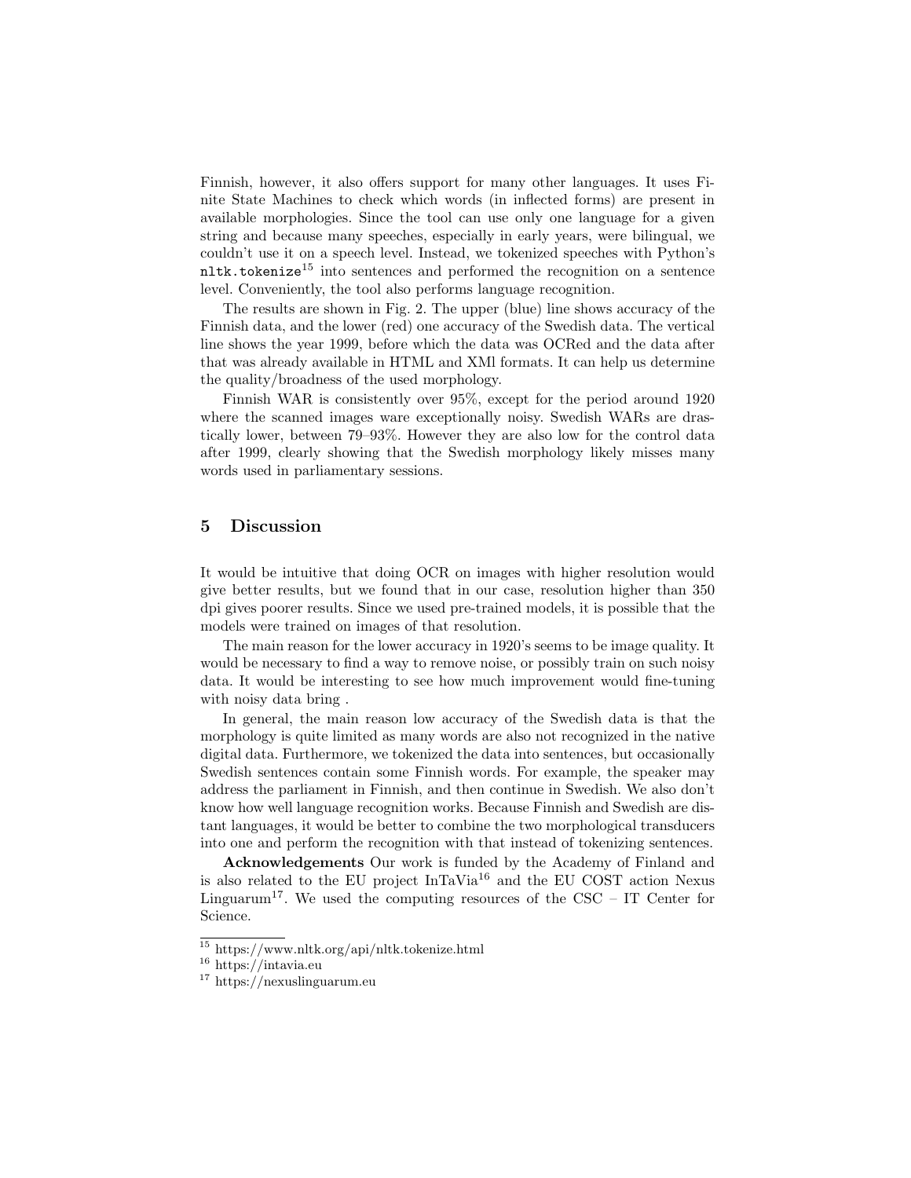Finnish, however, it also offers support for many other languages. It uses Finite State Machines to check which words (in inflected forms) are present in available morphologies. Since the tool can use only one language for a given string and because many speeches, especially in early years, were bilingual, we couldn't use it on a speech level. Instead, we tokenized speeches with Python's `nltk.tokenize`[15] into sentences and performed the recognition on a sentence level. Conveniently, the tool also performs language recognition.

The results are shown in Fig. 2. The upper (blue) line shows accuracy of the Finnish data, and the lower (red) one accuracy of the Swedish data. The vertical line shows the year 1999, before which the data was OCRed and the data after that was already available in HTML and XMl formats. It can help us determine the quality/broadness of the used morphology.

Finnish WAR is consistently over 95%, except for the period around 1920 where the scanned images ware exceptionally noisy. Swedish WARs are drastically lower, between 79–93%. However they are also low for the control data after 1999, clearly showing that the Swedish morphology likely misses many words used in parliamentary sessions.

## 5 Discussion

It would be intuitive that doing OCR on images with higher resolution would give better results, but we found that in our case, resolution higher than 350 dpi gives poorer results. Since we used pre-trained models, it is possible that the models were trained on images of that resolution.

The main reason for the lower accuracy in 1920's seems to be image quality. It would be necessary to find a way to remove noise, or possibly train on such noisy data. It would be interesting to see how much improvement would fine-tuning with noisy data bring .

In general, the main reason low accuracy of the Swedish data is that the morphology is quite limited as many words are also not recognized in the native digital data. Furthermore, we tokenized the data into sentences, but occasionally Swedish sentences contain some Finnish words. For example, the speaker may address the parliament in Finnish, and then continue in Swedish. We also don't know how well language recognition works. Because Finnish and Swedish are distant languages, it would be better to combine the two morphological transducers into one and perform the recognition with that instead of tokenizing sentences.

**Acknowledgements** Our work is funded by the Academy of Finland and is also related to the EU project InTaVia[16] and the EU COST action Nexus Linguarum[17]. We used the computing resources of the CSC – IT Center for Science.

[15] https://www.nltk.org/api/nltk.tokenize.html
[16] https://intavia.eu
[17] https://nexuslinguarum.eu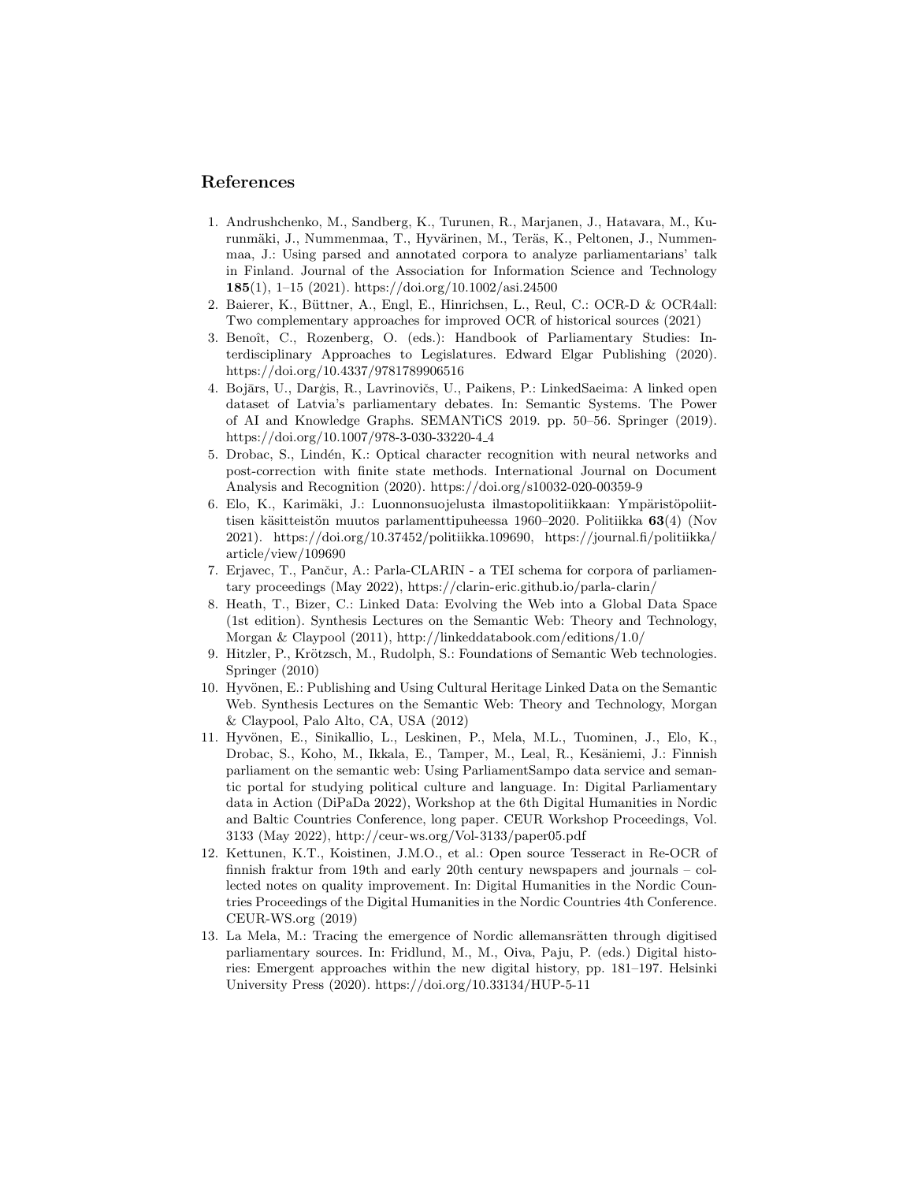## References

1. Andrushchenko, M., Sandberg, K., Turunen, R., Marjanen, J., Hatavara, M., Kurunmäki, J., Nummenmaa, T., Hyvärinen, M., Teräs, K., Peltonen, J., Nummenmaa, J.: Using parsed and annotated corpora to analyze parliamentarians' talk in Finland. Journal of the Association for Information Science and Technology **185**(1), 1–15 (2021). https://doi.org/10.1002/asi.24500
2. Baierer, K., Büttner, A., Engl, E., Hinrichsen, L., Reul, C.: OCR-D & OCR4all: Two complementary approaches for improved OCR of historical sources (2021)
3. Benoît, C., Rozenberg, O. (eds.): Handbook of Parliamentary Studies: Interdisciplinary Approaches to Legislatures. Edward Elgar Publishing (2020). https://doi.org/10.4337/9781789906516
4. Bojārs, U., Darģis, R., Lavrinovičs, U., Paikens, P.: LinkedSaeima: A linked open dataset of Latvia's parliamentary debates. In: Semantic Systems. The Power of AI and Knowledge Graphs. SEMANTiCS 2019. pp. 50–56. Springer (2019). https://doi.org/10.1007/978-3-030-33220-4_4
5. Drobac, S., Lindén, K.: Optical character recognition with neural networks and post-correction with finite state methods. International Journal on Document Analysis and Recognition (2020). https://doi.org/s10032-020-00359-9
6. Elo, K., Karimäki, J.: Luonnonsuojelusta ilmastopolitiikkaan: Ympäristöpoliittisen käsitteistön muutos parlamenttipuheessa 1960–2020. Politiikka **63**(4) (Nov 2021). https://doi.org/10.37452/politiikka.109690, https://journal.fi/politiikka/article/view/109690
7. Erjavec, T., Pančur, A.: Parla-CLARIN - a TEI schema for corpora of parliamentary proceedings (May 2022), https://clarin-eric.github.io/parla-clarin/
8. Heath, T., Bizer, C.: Linked Data: Evolving the Web into a Global Data Space (1st edition). Synthesis Lectures on the Semantic Web: Theory and Technology, Morgan & Claypool (2011), http://linkeddatabook.com/editions/1.0/
9. Hitzler, P., Krötzsch, M., Rudolph, S.: Foundations of Semantic Web technologies. Springer (2010)
10. Hyvönen, E.: Publishing and Using Cultural Heritage Linked Data on the Semantic Web. Synthesis Lectures on the Semantic Web: Theory and Technology, Morgan & Claypool, Palo Alto, CA, USA (2012)
11. Hyvönen, E., Sinikallio, L., Leskinen, P., Mela, M.L., Tuominen, J., Elo, K., Drobac, S., Koho, M., Ikkala, E., Tamper, M., Leal, R., Kesäniemi, J.: Finnish parliament on the semantic web: Using ParliamentSampo data service and semantic portal for studying political culture and language. In: Digital Parliamentary data in Action (DiPaDa 2022), Workshop at the 6th Digital Humanities in Nordic and Baltic Countries Conference, long paper. CEUR Workshop Proceedings, Vol. 3133 (May 2022), http://ceur-ws.org/Vol-3133/paper05.pdf
12. Kettunen, K.T., Koistinen, J.M.O., et al.: Open source Tesseract in Re-OCR of finnish fraktur from 19th and early 20th century newspapers and journals – collected notes on quality improvement. In: Digital Humanities in the Nordic Countries Proceedings of the Digital Humanities in the Nordic Countries 4th Conference. CEUR-WS.org (2019)
13. La Mela, M.: Tracing the emergence of Nordic allemansrätten through digitised parliamentary sources. In: Fridlund, M., M., Oiva, Paju, P. (eds.) Digital histories: Emergent approaches within the new digital history, pp. 181–197. Helsinki University Press (2020). https://doi.org/10.33134/HUP-5-11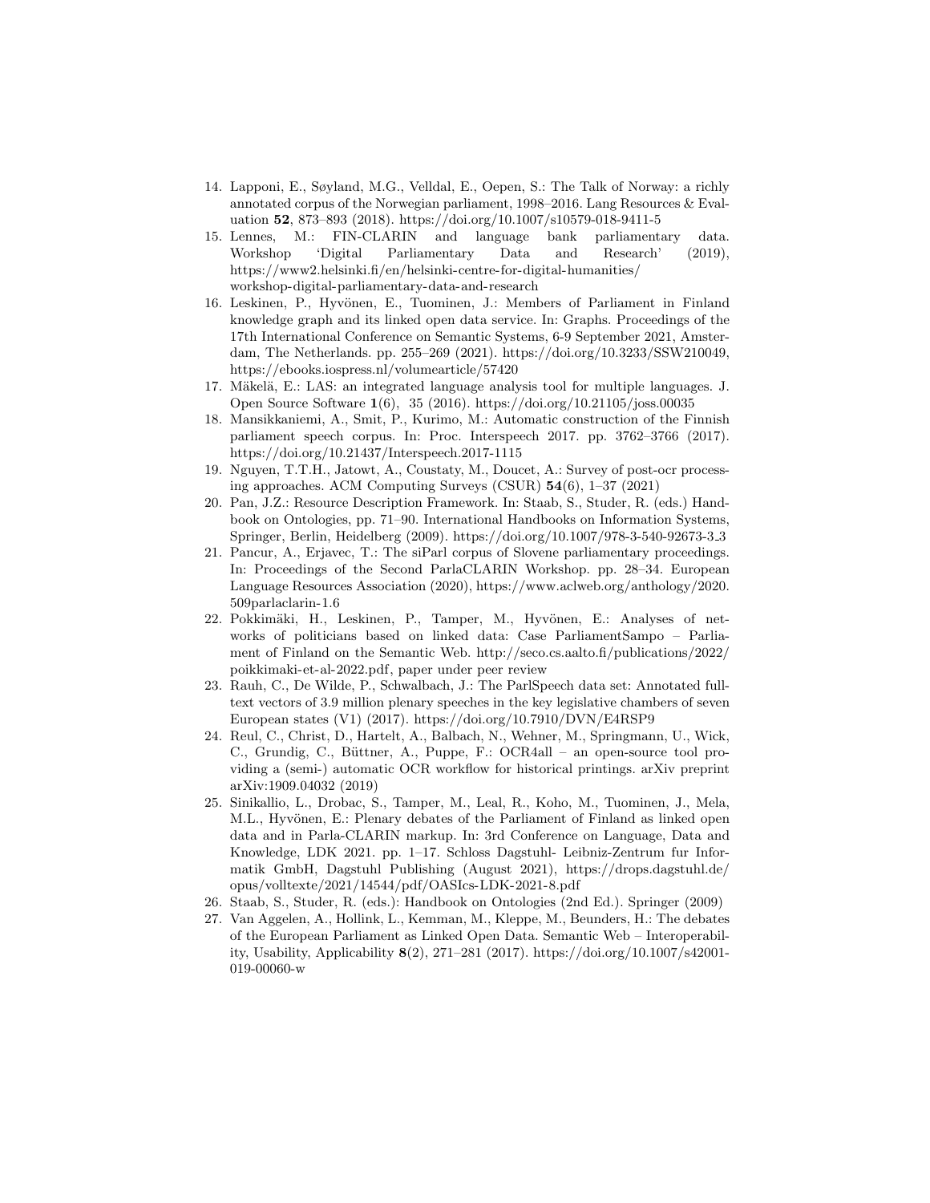14. Lapponi, E., Søyland, M.G., Velldal, E., Oepen, S.: The Talk of Norway: a richly annotated corpus of the Norwegian parliament, 1998–2016. Lang Resources & Evaluation **52**, 873–893 (2018). https://doi.org/10.1007/s10579-018-9411-5
15. Lennes, M.: FIN-CLARIN and language bank parliamentary data. Workshop 'Digital Parliamentary Data and Research' (2019), https://www2.helsinki.fi/en/helsinki-centre-for-digital-humanities/workshop-digital-parliamentary-data-and-research
16. Leskinen, P., Hyvönen, E., Tuominen, J.: Members of Parliament in Finland knowledge graph and its linked open data service. In: Graphs. Proceedings of the 17th International Conference on Semantic Systems, 6-9 September 2021, Amsterdam, The Netherlands. pp. 255–269 (2021). https://doi.org/10.3233/SSW210049, https://ebooks.iospress.nl/volumearticle/57420
17. Mäkelä, E.: LAS: an integrated language analysis tool for multiple languages. J. Open Source Software **1**(6), 35 (2016). https://doi.org/10.21105/joss.00035
18. Mansikkaniemi, A., Smit, P., Kurimo, M.: Automatic construction of the Finnish parliament speech corpus. In: Proc. Interspeech 2017. pp. 3762–3766 (2017). https://doi.org/10.21437/Interspeech.2017-1115
19. Nguyen, T.T.H., Jatowt, A., Coustaty, M., Doucet, A.: Survey of post-ocr processing approaches. ACM Computing Surveys (CSUR) **54**(6), 1–37 (2021)
20. Pan, J.Z.: Resource Description Framework. In: Staab, S., Studer, R. (eds.) Handbook on Ontologies, pp. 71–90. International Handbooks on Information Systems, Springer, Berlin, Heidelberg (2009). https://doi.org/10.1007/978-3-540-92673-3_3
21. Pancur, A., Erjavec, T.: The siParl corpus of Slovene parliamentary proceedings. In: Proceedings of the Second ParlaCLARIN Workshop. pp. 28–34. European Language Resources Association (2020), https://www.aclweb.org/anthology/2020.509parlaclarin-1.6
22. Pokkimäki, H., Leskinen, P., Tamper, M., Hyvönen, E.: Analyses of networks of politicians based on linked data: Case ParliamentSampo – Parliament of Finland on the Semantic Web. http://seco.cs.aalto.fi/publications/2022/poikkimaki-et-al-2022.pdf, paper under peer review
23. Rauh, C., De Wilde, P., Schwalbach, J.: The ParlSpeech data set: Annotated full-text vectors of 3.9 million plenary speeches in the key legislative chambers of seven European states (V1) (2017). https://doi.org/10.7910/DVN/E4RSP9
24. Reul, C., Christ, D., Hartelt, A., Balbach, N., Wehner, M., Springmann, U., Wick, C., Grundig, C., Büttner, A., Puppe, F.: OCR4all – an open-source tool providing a (semi-) automatic OCR workflow for historical printings. arXiv preprint arXiv:1909.04032 (2019)
25. Sinikallio, L., Drobac, S., Tamper, M., Leal, R., Koho, M., Tuominen, J., Mela, M.L., Hyvönen, E.: Plenary debates of the Parliament of Finland as linked open data and in Parla-CLARIN markup. In: 3rd Conference on Language, Data and Knowledge, LDK 2021. pp. 1–17. Schloss Dagstuhl- Leibniz-Zentrum fur Informatik GmbH, Dagstuhl Publishing (August 2021), https://drops.dagstuhl.de/opus/volltexte/2021/14544/pdf/OASIcs-LDK-2021-8.pdf
26. Staab, S., Studer, R. (eds.): Handbook on Ontologies (2nd Ed.). Springer (2009)
27. Van Aggelen, A., Hollink, L., Kemman, M., Kleppe, M., Beunders, H.: The debates of the European Parliament as Linked Open Data. Semantic Web – Interoperability, Usability, Applicability **8**(2), 271–281 (2017). https://doi.org/10.1007/s42001-019-00060-w